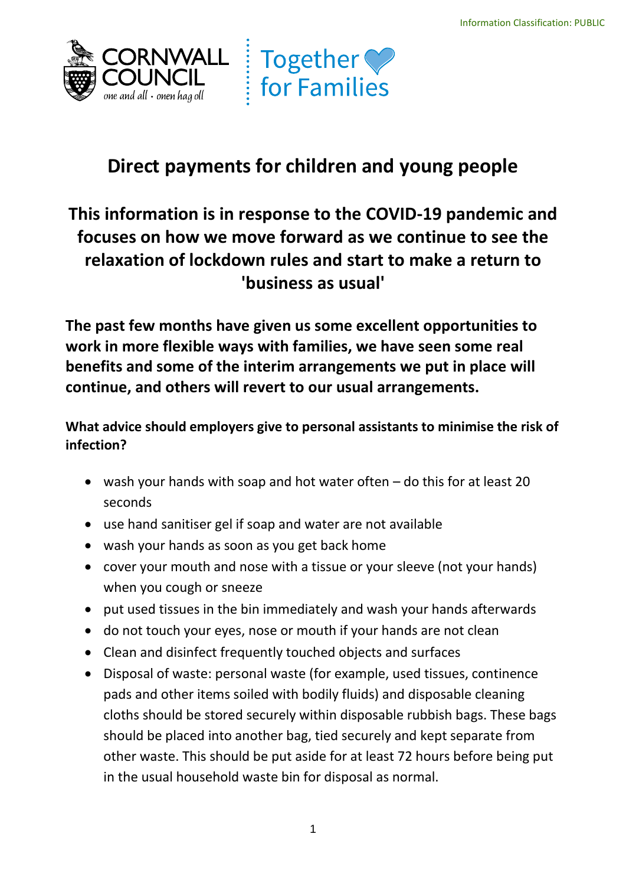Information Classification: PUBLIC

# Direct payments for children and young people

## This information is in response to the COVID-19 pandemic and focuses on how we move forward as we continue to see the relaxation of lockdown rules and start to make a return to 'business as usual'

**The past few months have given us some excellent opportunities to work in more flexible ways with families, we have seen some real benefits and some of the interim arrangements we put in place will continue, and others will revert to our usual arrangements.**

### What advice should employers give to personal assistants to minimise the risk of infection?

- wash your hands with soap and hot water often – do this for at least 20 seconds
- use hand sanitiser gel if soap and water are not available
- wash your hands as soon as you get back home
- cover your mouth and nose with a tissue or your sleeve (not your hands) when you cough or sneeze
- put used tissues in the bin immediately and wash your hands afterwards
- do not touch your eyes, nose or mouth if your hands are not clean
- Clean and disinfect frequently touched objects and surfaces
- Disposal of waste: personal waste (for example, used tissues, continence pads and other items soiled with bodily fluids) and disposable cleaning cloths should be stored securely within disposable rubbish bags. These bags should be placed into another bag, tied securely and kept separate from other waste. This should be put aside for at least 72 hours before being put in the usual household waste bin for disposal as normal.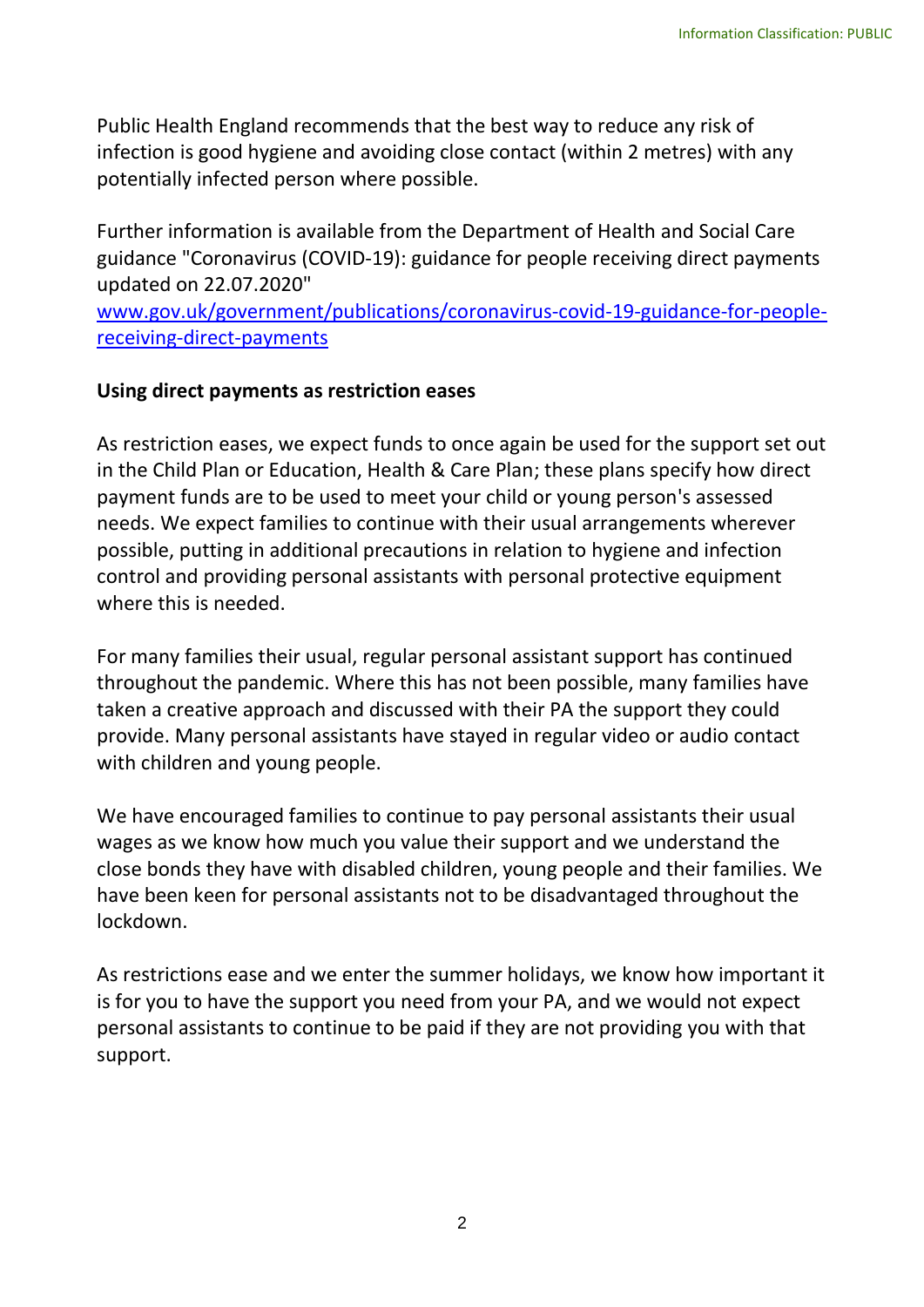Public Health England recommends that the best way to reduce any risk of infection is good hygiene and avoiding close contact (within 2 metres) with any potentially infected person where possible.

Further information is available from the Department of Health and Social Care guidance "Coronavirus (COVID-19): guidance for people receiving direct payments updated on 22.07.2020"
[www.gov.uk/government/publications/coronavirus-covid-19-guidance-for-people-receiving-direct-payments](https://www.gov.uk/government/publications/coronavirus-covid-19-guidance-for-people-receiving-direct-payments)

**Using direct payments as restriction eases**

As restriction eases, we expect funds to once again be used for the support set out in the Child Plan or Education, Health & Care Plan; these plans specify how direct payment funds are to be used to meet your child or young person's assessed needs. We expect families to continue with their usual arrangements wherever possible, putting in additional precautions in relation to hygiene and infection control and providing personal assistants with personal protective equipment where this is needed.

For many families their usual, regular personal assistant support has continued throughout the pandemic. Where this has not been possible, many families have taken a creative approach and discussed with their PA the support they could provide. Many personal assistants have stayed in regular video or audio contact with children and young people.

We have encouraged families to continue to pay personal assistants their usual wages as we know how much you value their support and we understand the close bonds they have with disabled children, young people and their families. We have been keen for personal assistants not to be disadvantaged throughout the lockdown.

As restrictions ease and we enter the summer holidays, we know how important it is for you to have the support you need from your PA, and we would not expect personal assistants to continue to be paid if they are not providing you with that support.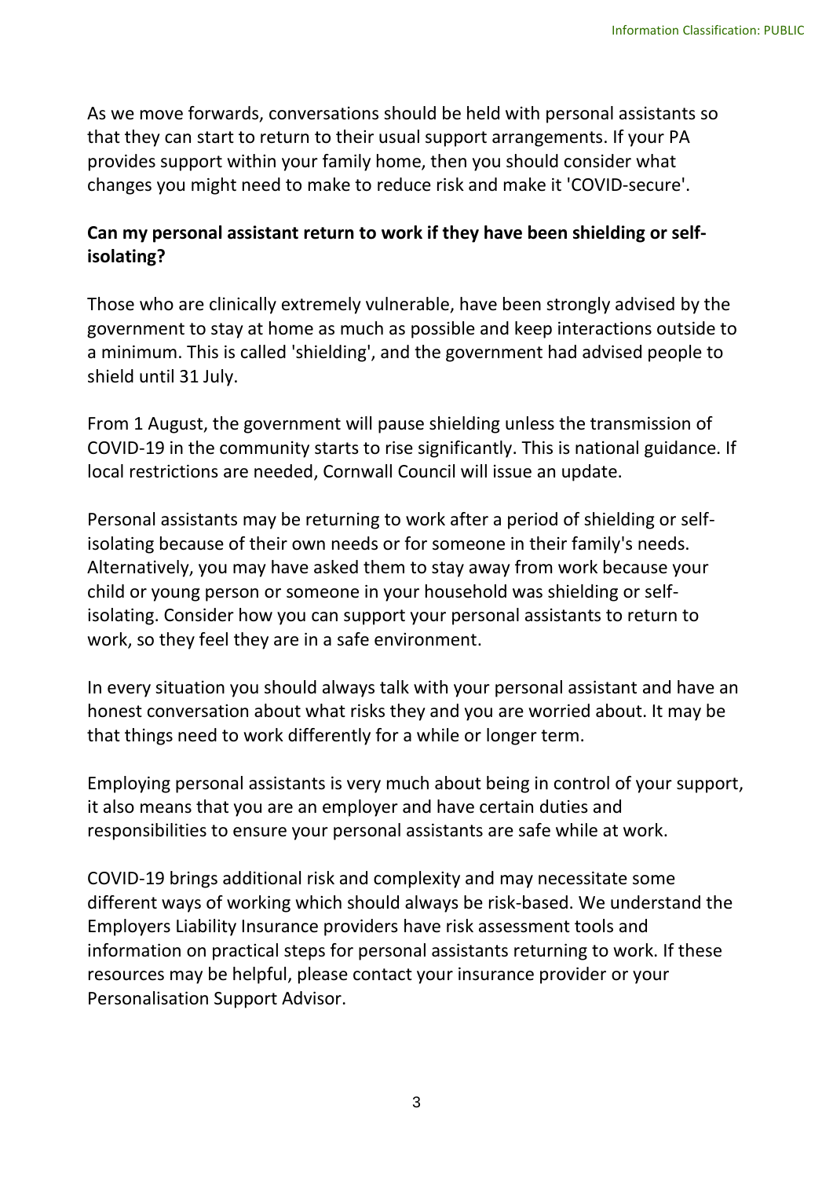As we move forwards, conversations should be held with personal assistants so that they can start to return to their usual support arrangements. If your PA provides support within your family home, then you should consider what changes you might need to make to reduce risk and make it 'COVID-secure'.

**Can my personal assistant return to work if they have been shielding or self-isolating?**

Those who are clinically extremely vulnerable, have been strongly advised by the government to stay at home as much as possible and keep interactions outside to a minimum. This is called 'shielding', and the government had advised people to shield until 31 July.

From 1 August, the government will pause shielding unless the transmission of COVID-19 in the community starts to rise significantly. This is national guidance. If local restrictions are needed, Cornwall Council will issue an update.

Personal assistants may be returning to work after a period of shielding or self-isolating because of their own needs or for someone in their family's needs. Alternatively, you may have asked them to stay away from work because your child or young person or someone in your household was shielding or self-isolating. Consider how you can support your personal assistants to return to work, so they feel they are in a safe environment.

In every situation you should always talk with your personal assistant and have an honest conversation about what risks they and you are worried about. It may be that things need to work differently for a while or longer term.

Employing personal assistants is very much about being in control of your support, it also means that you are an employer and have certain duties and responsibilities to ensure your personal assistants are safe while at work.

COVID-19 brings additional risk and complexity and may necessitate some different ways of working which should always be risk-based. We understand the Employers Liability Insurance providers have risk assessment tools and information on practical steps for personal assistants returning to work. If these resources may be helpful, please contact your insurance provider or your Personalisation Support Advisor.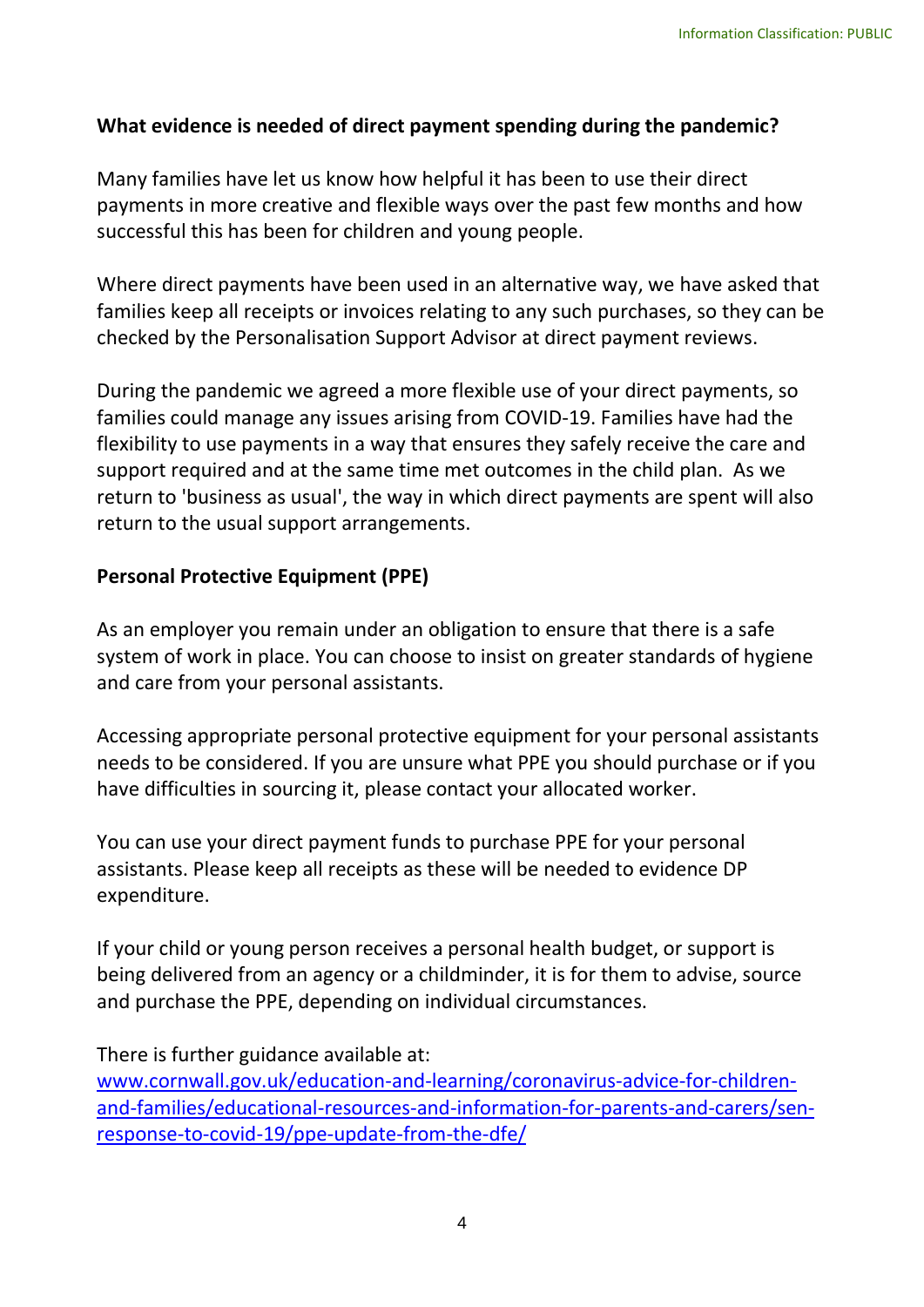**What evidence is needed of direct payment spending during the pandemic?**

Many families have let us know how helpful it has been to use their direct payments in more creative and flexible ways over the past few months and how successful this has been for children and young people.

Where direct payments have been used in an alternative way, we have asked that families keep all receipts or invoices relating to any such purchases, so they can be checked by the Personalisation Support Advisor at direct payment reviews.

During the pandemic we agreed a more flexible use of your direct payments, so families could manage any issues arising from COVID-19. Families have had the flexibility to use payments in a way that ensures they safely receive the care and support required and at the same time met outcomes in the child plan. As we return to 'business as usual', the way in which direct payments are spent will also return to the usual support arrangements.

**Personal Protective Equipment (PPE)**

As an employer you remain under an obligation to ensure that there is a safe system of work in place. You can choose to insist on greater standards of hygiene and care from your personal assistants.

Accessing appropriate personal protective equipment for your personal assistants needs to be considered. If you are unsure what PPE you should purchase or if you have difficulties in sourcing it, please contact your allocated worker.

You can use your direct payment funds to purchase PPE for your personal assistants. Please keep all receipts as these will be needed to evidence DP expenditure.

If your child or young person receives a personal health budget, or support is being delivered from an agency or a childminder, it is for them to advise, source and purchase the PPE, depending on individual circumstances.

There is further guidance available at:
[www.cornwall.gov.uk/education-and-learning/coronavirus-advice-for-children-and-families/educational-resources-and-information-for-parents-and-carers/sen-response-to-covid-19/ppe-update-from-the-dfe/](http://www.cornwall.gov.uk/education-and-learning/coronavirus-advice-for-children-and-families/educational-resources-and-information-for-parents-and-carers/sen-response-to-covid-19/ppe-update-from-the-dfe/)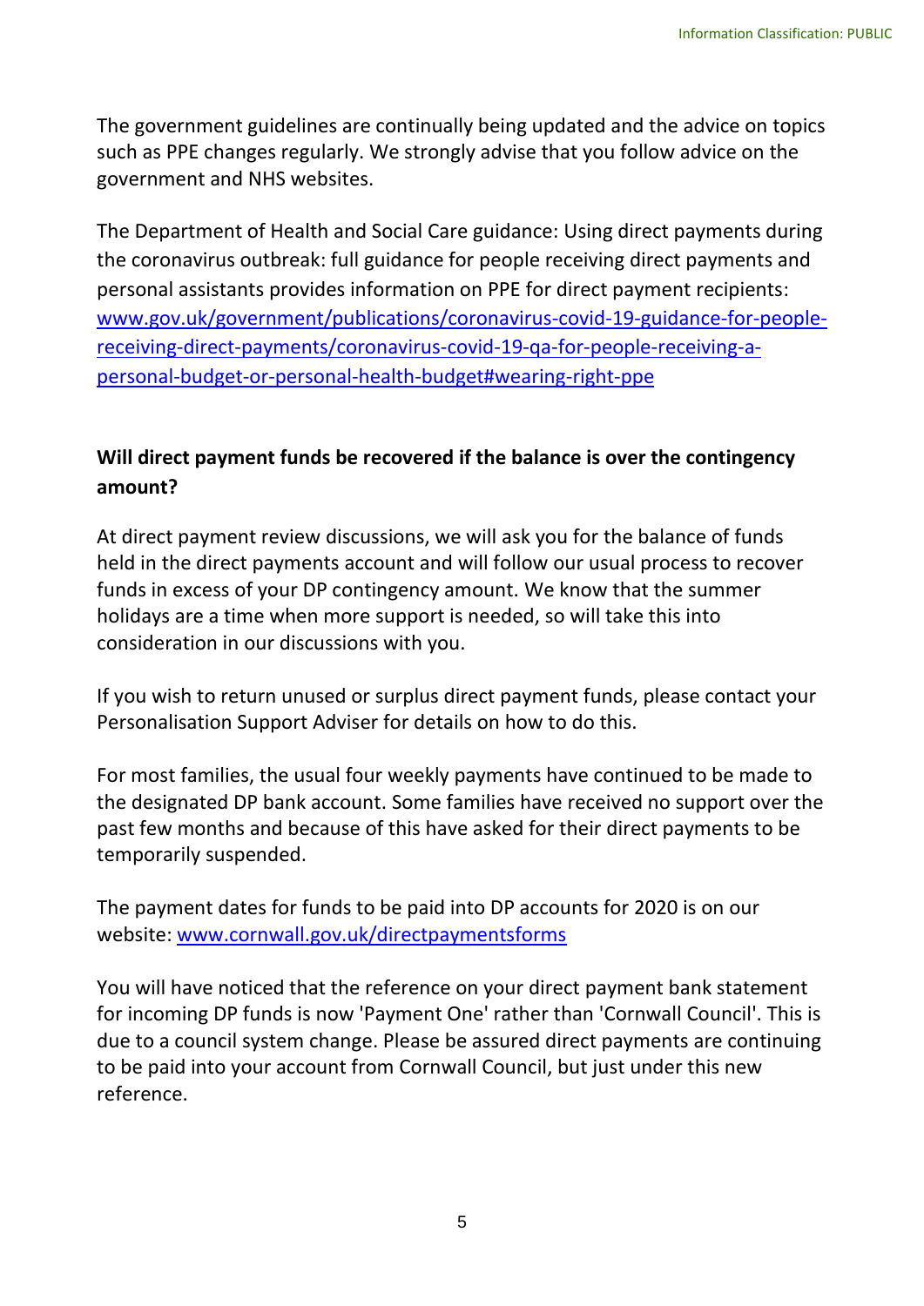The government guidelines are continually being updated and the advice on topics such as PPE changes regularly. We strongly advise that you follow advice on the government and NHS websites.

The Department of Health and Social Care guidance: Using direct payments during the coronavirus outbreak: full guidance for people receiving direct payments and personal assistants provides information on PPE for direct payment recipients: [www.gov.uk/government/publications/coronavirus-covid-19-guidance-for-people-receiving-direct-payments/coronavirus-covid-19-qa-for-people-receiving-a-personal-budget-or-personal-health-budget#wearing-right-ppe](www.gov.uk/government/publications/coronavirus-covid-19-guidance-for-people-receiving-direct-payments/coronavirus-covid-19-qa-for-people-receiving-a-personal-budget-or-personal-health-budget#wearing-right-ppe)

**Will direct payment funds be recovered if the balance is over the contingency amount?**

At direct payment review discussions, we will ask you for the balance of funds held in the direct payments account and will follow our usual process to recover funds in excess of your DP contingency amount. We know that the summer holidays are a time when more support is needed, so will take this into consideration in our discussions with you.

If you wish to return unused or surplus direct payment funds, please contact your Personalisation Support Adviser for details on how to do this.

For most families, the usual four weekly payments have continued to be made to the designated DP bank account. Some families have received no support over the past few months and because of this have asked for their direct payments to be temporarily suspended.

The payment dates for funds to be paid into DP accounts for 2020 is on our website: [www.cornwall.gov.uk/directpaymentsforms](www.cornwall.gov.uk/directpaymentsforms)

You will have noticed that the reference on your direct payment bank statement for incoming DP funds is now 'Payment One' rather than 'Cornwall Council'. This is due to a council system change. Please be assured direct payments are continuing to be paid into your account from Cornwall Council, but just under this new reference.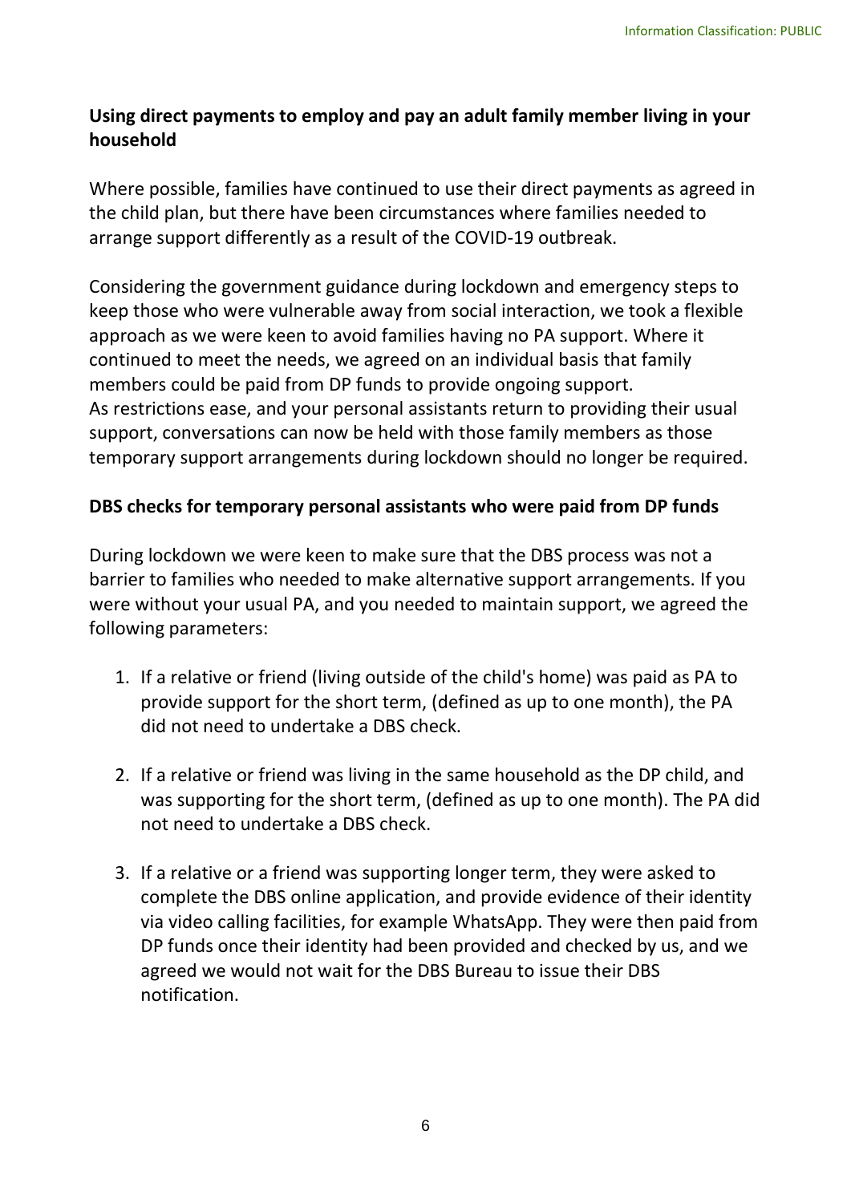**Using direct payments to employ and pay an adult family member living in your household**

Where possible, families have continued to use their direct payments as agreed in the child plan, but there have been circumstances where families needed to arrange support differently as a result of the COVID-19 outbreak.

Considering the government guidance during lockdown and emergency steps to keep those who were vulnerable away from social interaction, we took a flexible approach as we were keen to avoid families having no PA support. Where it continued to meet the needs, we agreed on an individual basis that family members could be paid from DP funds to provide ongoing support.
As restrictions ease, and your personal assistants return to providing their usual support, conversations can now be held with those family members as those temporary support arrangements during lockdown should no longer be required.

**DBS checks for temporary personal assistants who were paid from DP funds**

During lockdown we were keen to make sure that the DBS process was not a barrier to families who needed to make alternative support arrangements. If you were without your usual PA, and you needed to maintain support, we agreed the following parameters:

1. If a relative or friend (living outside of the child's home) was paid as PA to provide support for the short term, (defined as up to one month), the PA did not need to undertake a DBS check.

2. If a relative or friend was living in the same household as the DP child, and was supporting for the short term, (defined as up to one month). The PA did not need to undertake a DBS check.

3. If a relative or a friend was supporting longer term, they were asked to complete the DBS online application, and provide evidence of their identity via video calling facilities, for example WhatsApp. They were then paid from DP funds once their identity had been provided and checked by us, and we agreed we would not wait for the DBS Bureau to issue their DBS notification.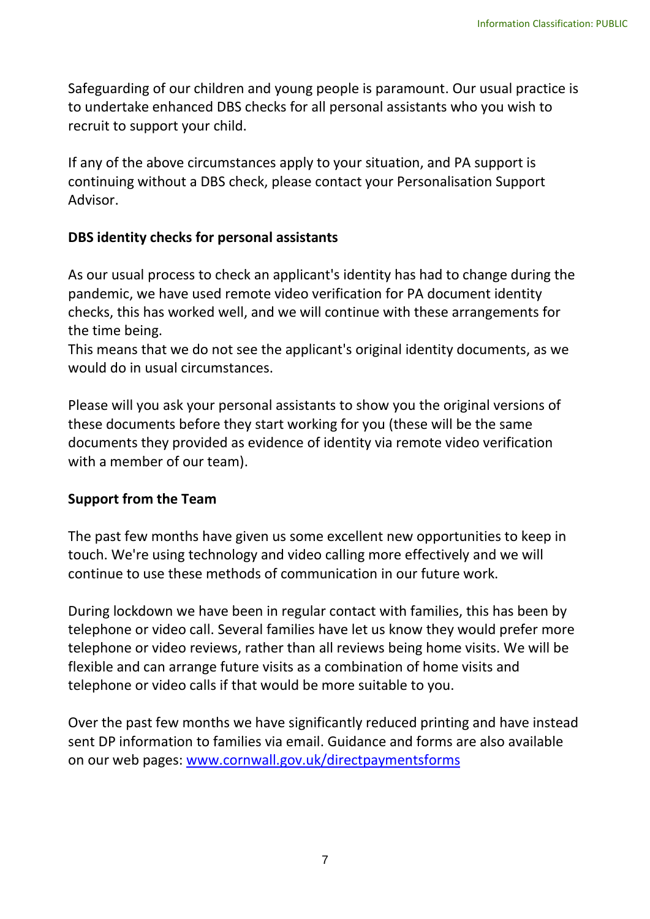Safeguarding of our children and young people is paramount. Our usual practice is to undertake enhanced DBS checks for all personal assistants who you wish to recruit to support your child.

If any of the above circumstances apply to your situation, and PA support is continuing without a DBS check, please contact your Personalisation Support Advisor.

**DBS identity checks for personal assistants**

As our usual process to check an applicant's identity has had to change during the pandemic, we have used remote video verification for PA document identity checks, this has worked well, and we will continue with these arrangements for the time being.
This means that we do not see the applicant's original identity documents, as we would do in usual circumstances.

Please will you ask your personal assistants to show you the original versions of these documents before they start working for you (these will be the same documents they provided as evidence of identity via remote video verification with a member of our team).

**Support from the Team**

The past few months have given us some excellent new opportunities to keep in touch. We're using technology and video calling more effectively and we will continue to use these methods of communication in our future work.

During lockdown we have been in regular contact with families, this has been by telephone or video call. Several families have let us know they would prefer more telephone or video reviews, rather than all reviews being home visits. We will be flexible and can arrange future visits as a combination of home visits and telephone or video calls if that would be more suitable to you.

Over the past few months we have significantly reduced printing and have instead sent DP information to families via email. Guidance and forms are also available on our web pages: [www.cornwall.gov.uk/directpaymentsforms](http://www.cornwall.gov.uk/directpaymentsforms)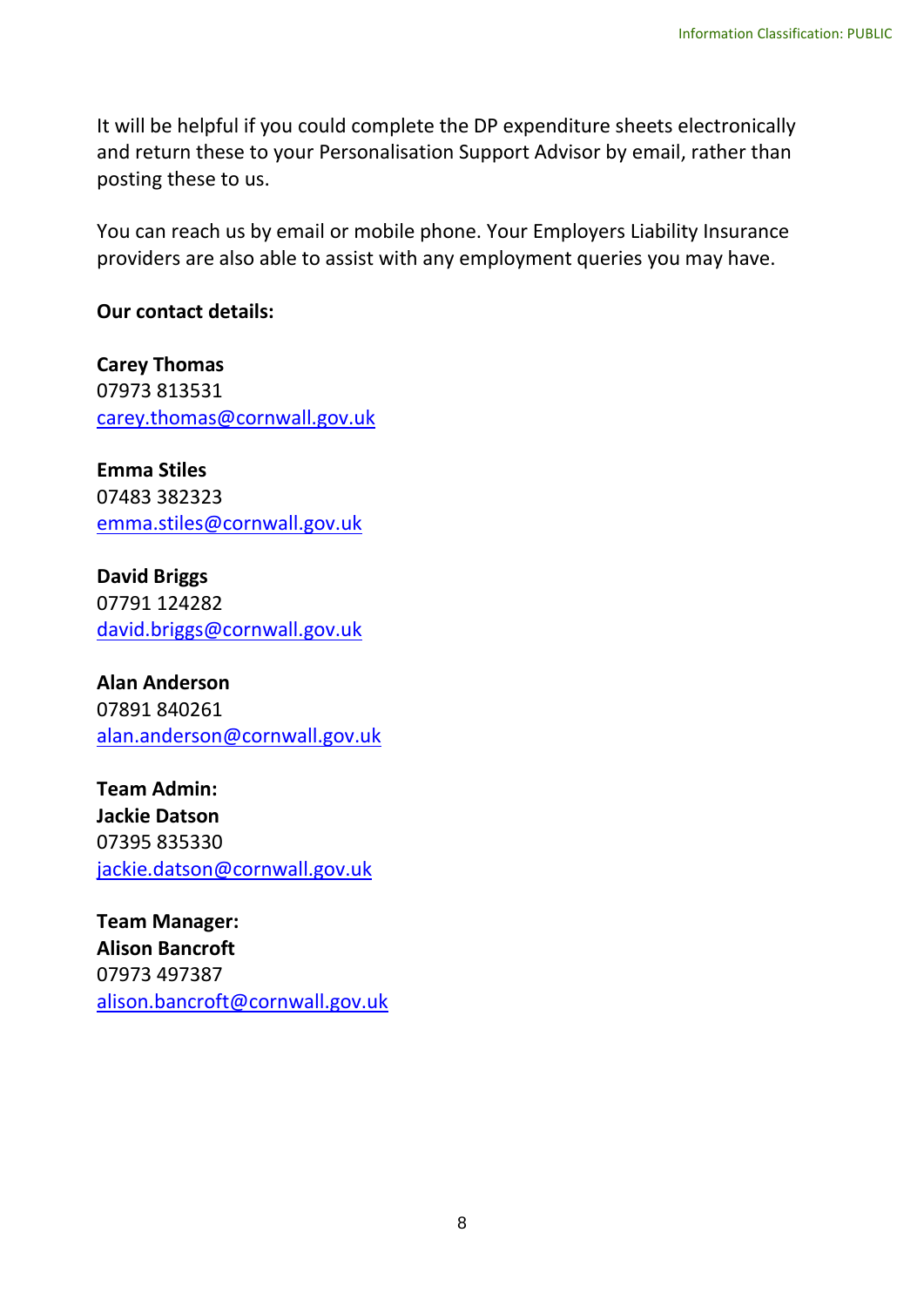It will be helpful if you could complete the DP expenditure sheets electronically and return these to your Personalisation Support Advisor by email, rather than posting these to us.

You can reach us by email or mobile phone. Your Employers Liability Insurance providers are also able to assist with any employment queries you may have.

**Our contact details:**

**Carey Thomas**
07973 813531
carey.thomas@cornwall.gov.uk

**Emma Stiles**
07483 382323
emma.stiles@cornwall.gov.uk

**David Briggs**
07791 124282
david.briggs@cornwall.gov.uk

**Alan Anderson**
07891 840261
alan.anderson@cornwall.gov.uk

**Team Admin:**
**Jackie Datson**
07395 835330
jackie.datson@cornwall.gov.uk

**Team Manager:**
**Alison Bancroft**
07973 497387
alison.bancroft@cornwall.gov.uk